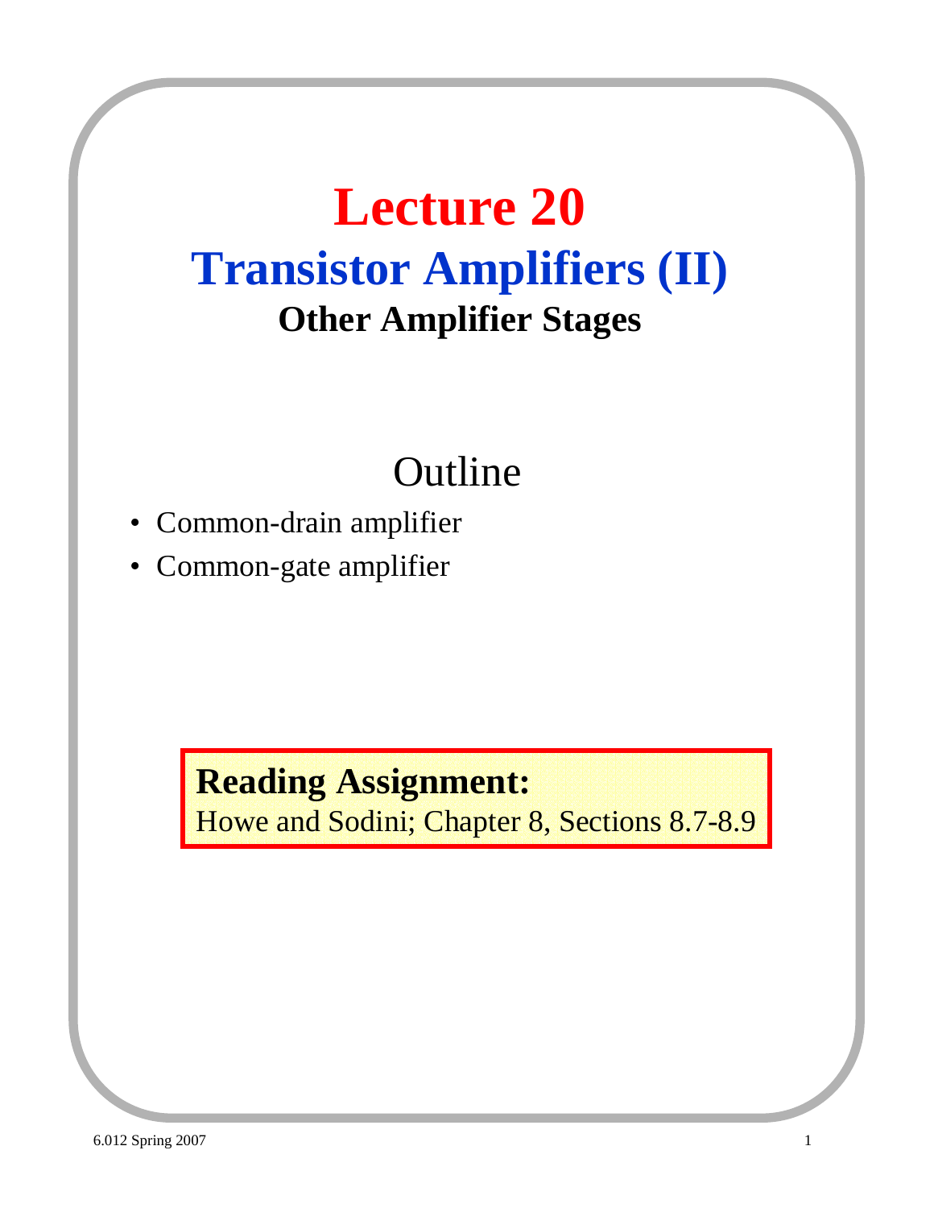# Lecture 20

## Transistor Amplifiers (II)

### Other Amplifier Stages

## Outline

- Common-drain amplifier
- Common-gate amplifier

**Reading Assignment:**
Howe and Sodini; Chapter 8, Sections 8.7-8.9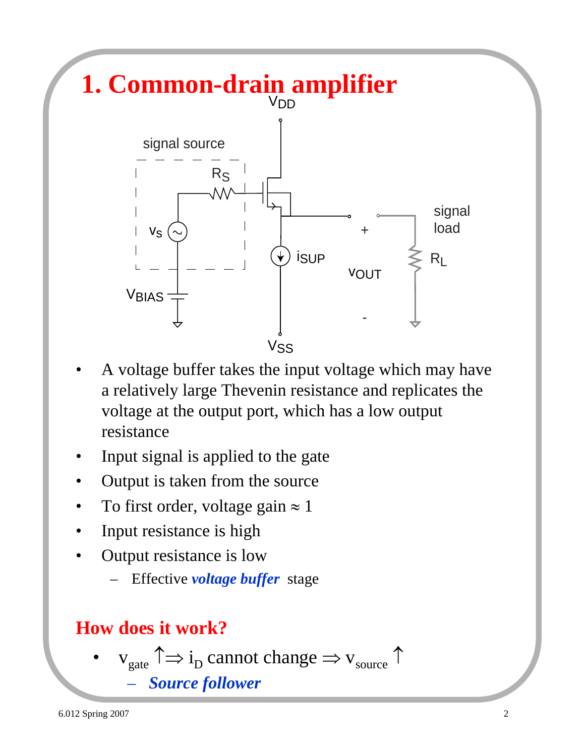# 1. Common-drain amplifier

- A voltage buffer takes the input voltage which may have a relatively large Thevenin resistance and replicates the voltage at the output port, which has a low output resistance
- Input signal is applied to the gate
- Output is taken from the source
- To first order, voltage gain ≈ 1
- Input resistance is high
- Output resistance is low
  - Effective ***voltage buffer*** stage

## How does it work?

- $v_{gate} \uparrow \Rightarrow i_D$ cannot change $\Rightarrow v_{source} \uparrow$
  - ***Source follower***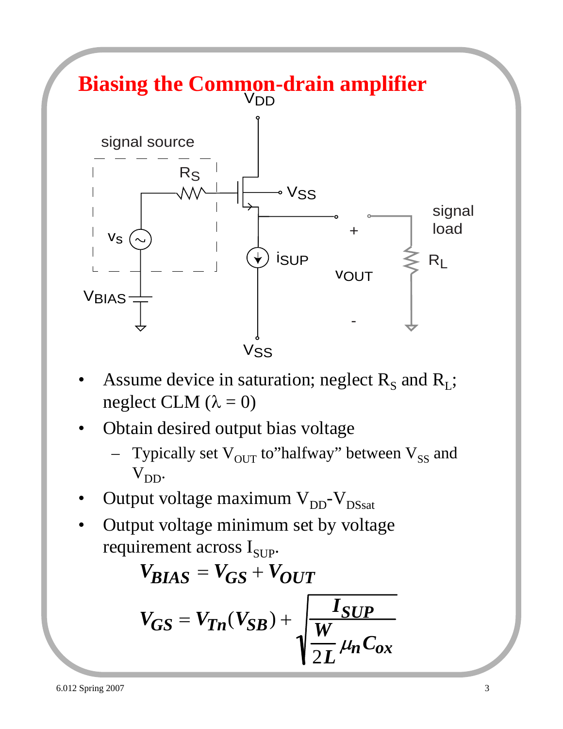# Biasing the Common-drain amplifier

- Assume device in saturation; neglect $R_S$ and $R_L$; neglect CLM ($\lambda = 0$)
- Obtain desired output bias voltage
  - Typically set $V_{OUT}$ to"halfway" between $V_{SS}$ and $V_{DD}$.
- Output voltage maximum $V_{DD}$-$V_{DSsat}$
- Output voltage minimum set by voltage requirement across $I_{SUP}$.

$$V_{BIAS} = V_{GS} + V_{OUT}$$

$$V_{GS} = V_{Tn}(V_{SB}) + \sqrt{\frac{I_{SUP}}{\frac{W}{2L}\mu_n C_{ox}}}$$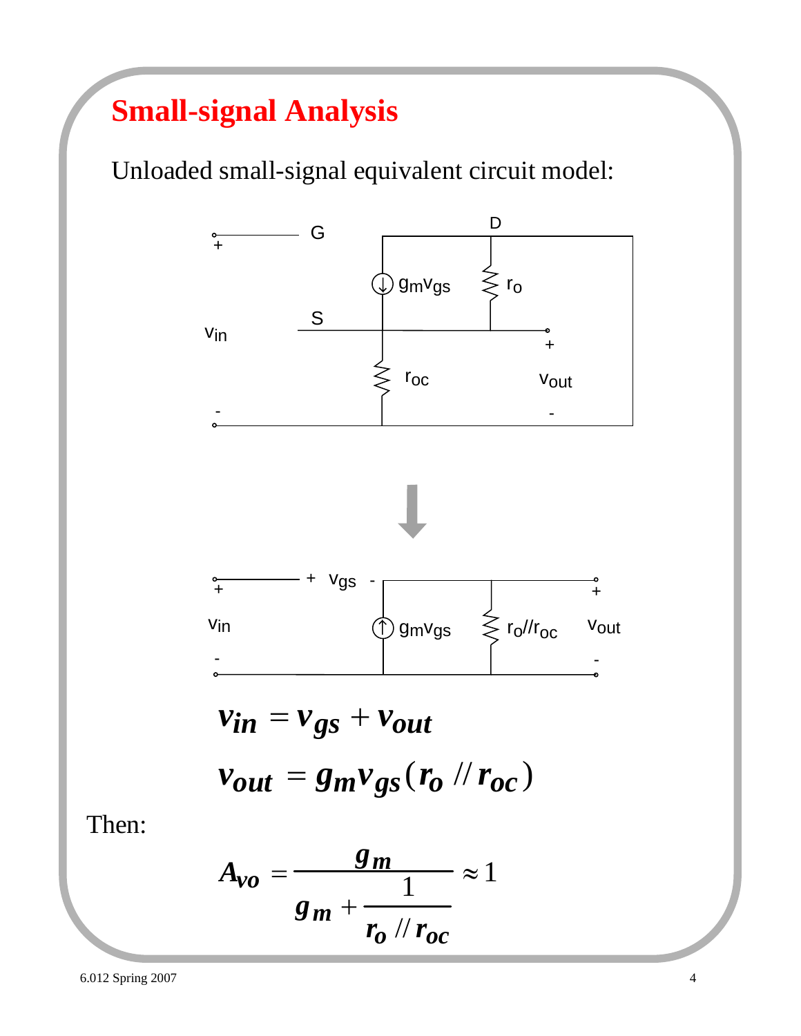# Small-signal Analysis

Unloaded small-signal equivalent circuit model:

$$v_{in} = v_{gs} + v_{out}$$

$$v_{out} = g_m v_{gs} (r_o // r_{oc})$$

Then:

$$A_{vo} = \frac{g_m}{g_m + \frac{1}{r_o // r_{oc}}} \approx 1$$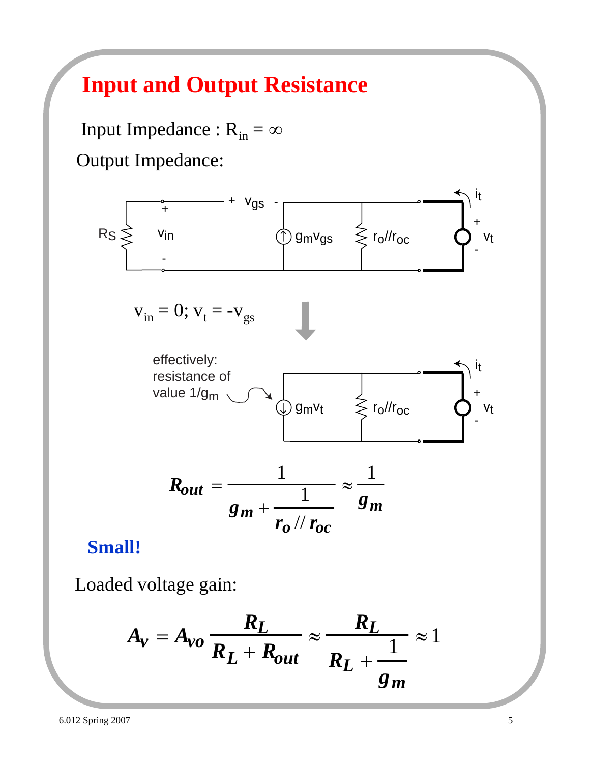# Input and Output Resistance

Input Impedance : $R_{in} = \infty$

Output Impedance:

$v_{in} = 0; v_t = -v_{gs}$

effectively: resistance of value $1/g_m$

$$R_{out} = \frac{1}{g_m + \frac{1}{r_o // r_{oc}}} \approx \frac{1}{g_m}$$

**Small!**

Loaded voltage gain:

$$A_v = A_{vo} \frac{R_L}{R_L + R_{out}} \approx \frac{R_L}{R_L + \frac{1}{g_m}} \approx 1$$

6.012 Spring 2007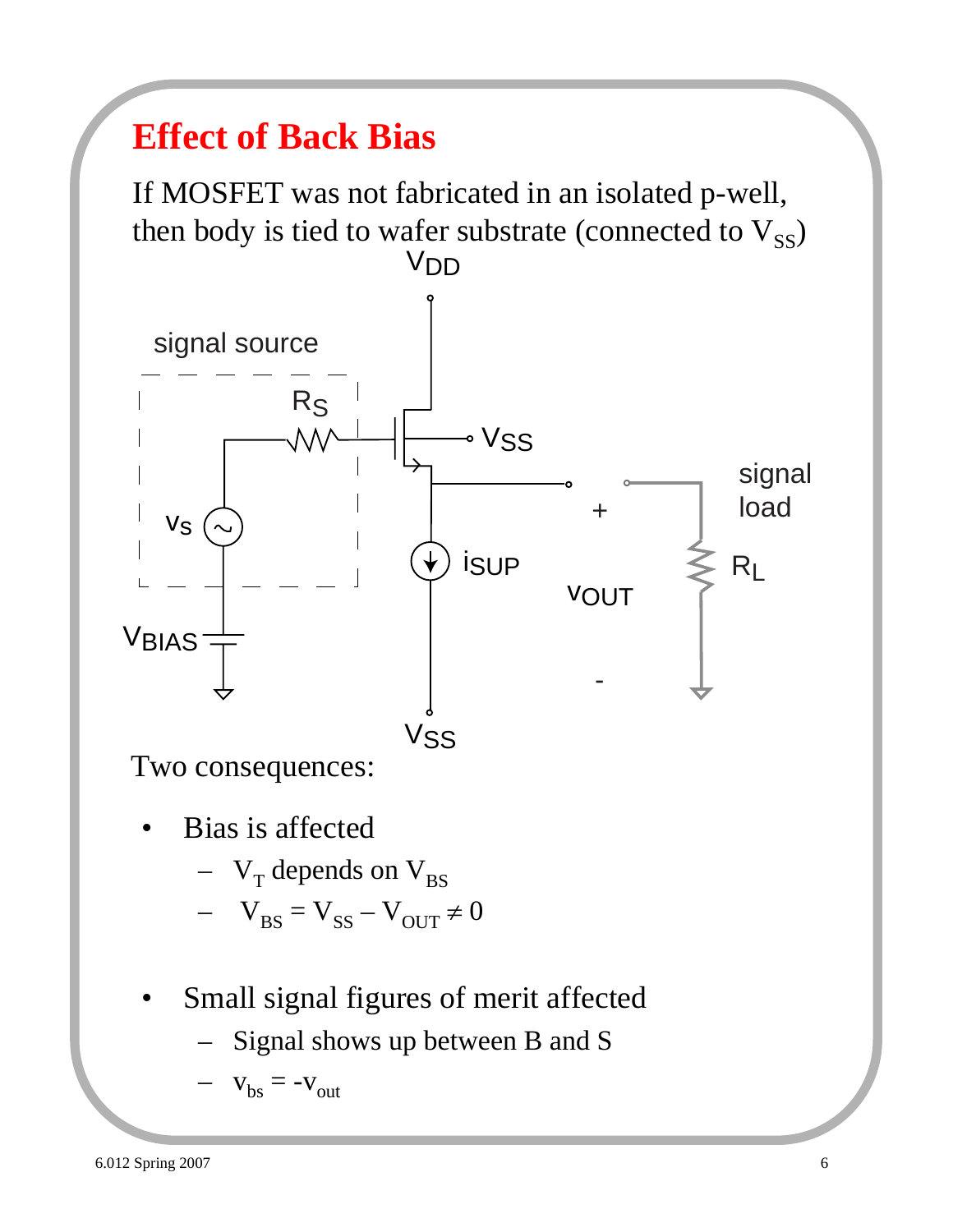# Effect of Back Bias

If MOSFET was not fabricated in an isolated p-well, then body is tied to wafer substrate (connected to $V_{SS}$)

Two consequences:

- Bias is affected
  - $V_T$ depends on $V_{BS}$
  - $V_{BS} = V_{SS} - V_{OUT} \neq 0$

- Small signal figures of merit affected
  - Signal shows up between B and S
  - $v_{bs} = -v_{out}$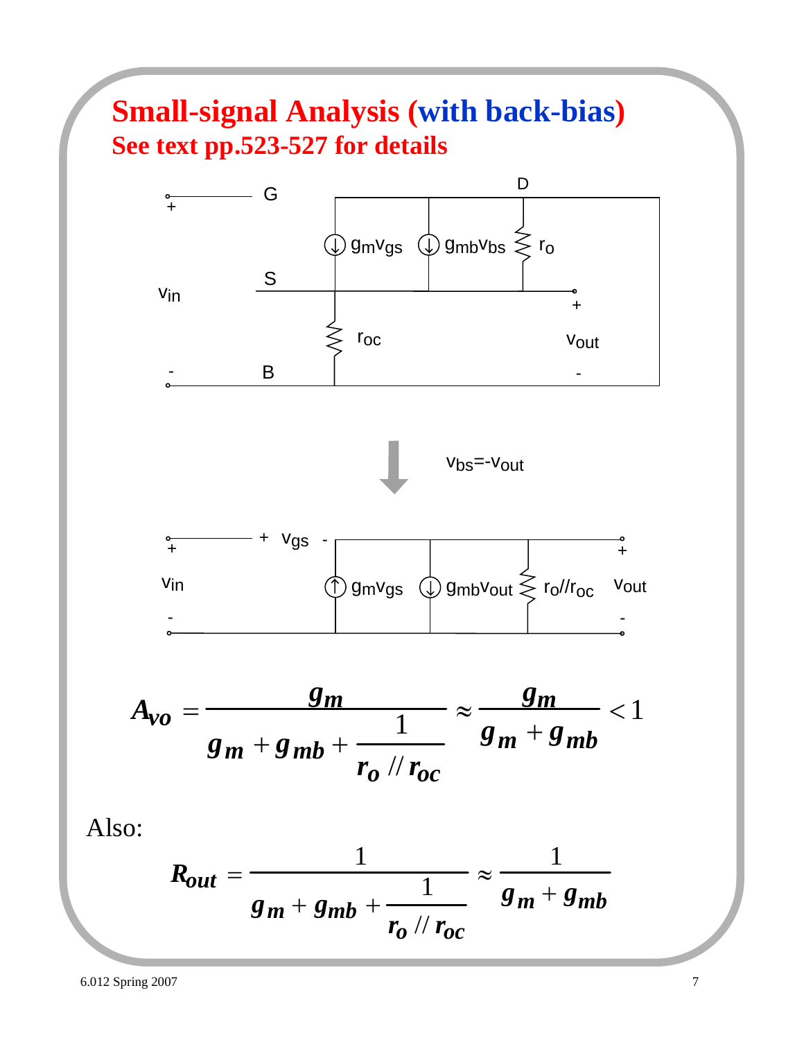# Small-signal Analysis (with back-bias)

## See text pp.523-527 for details

$v_{bs} = -v_{out}$

$$A_{vo} = \frac{g_m}{g_m + g_{mb} + \frac{1}{r_o // r_{oc}}} \approx \frac{g_m}{g_m + g_{mb}} < 1$$

Also:

$$R_{out} = \frac{1}{g_m + g_{mb} + \frac{1}{r_o // r_{oc}}} \approx \frac{1}{g_m + g_{mb}}$$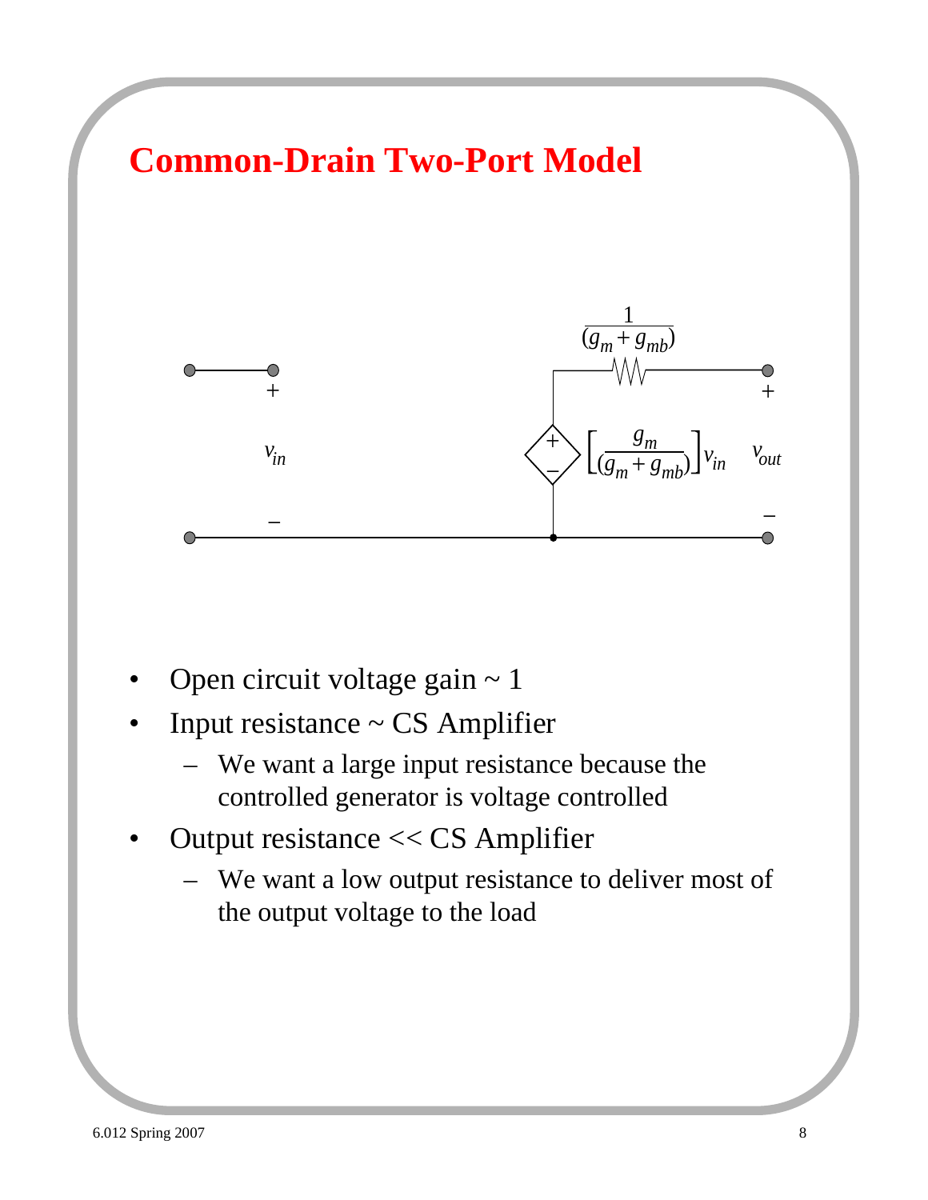# Common-Drain Two-Port Model

$v_{in}$

$\frac{1}{(g_m + g_{mb})}$

$\left[\frac{g_m}{(g_m + g_{mb})}\right] v_{in}$

$v_{out}$

- Open circuit voltage gain ~ 1
- Input resistance ~ CS Amplifier
  - We want a large input resistance because the controlled generator is voltage controlled
- Output resistance << CS Amplifier
  - We want a low output resistance to deliver most of the output voltage to the load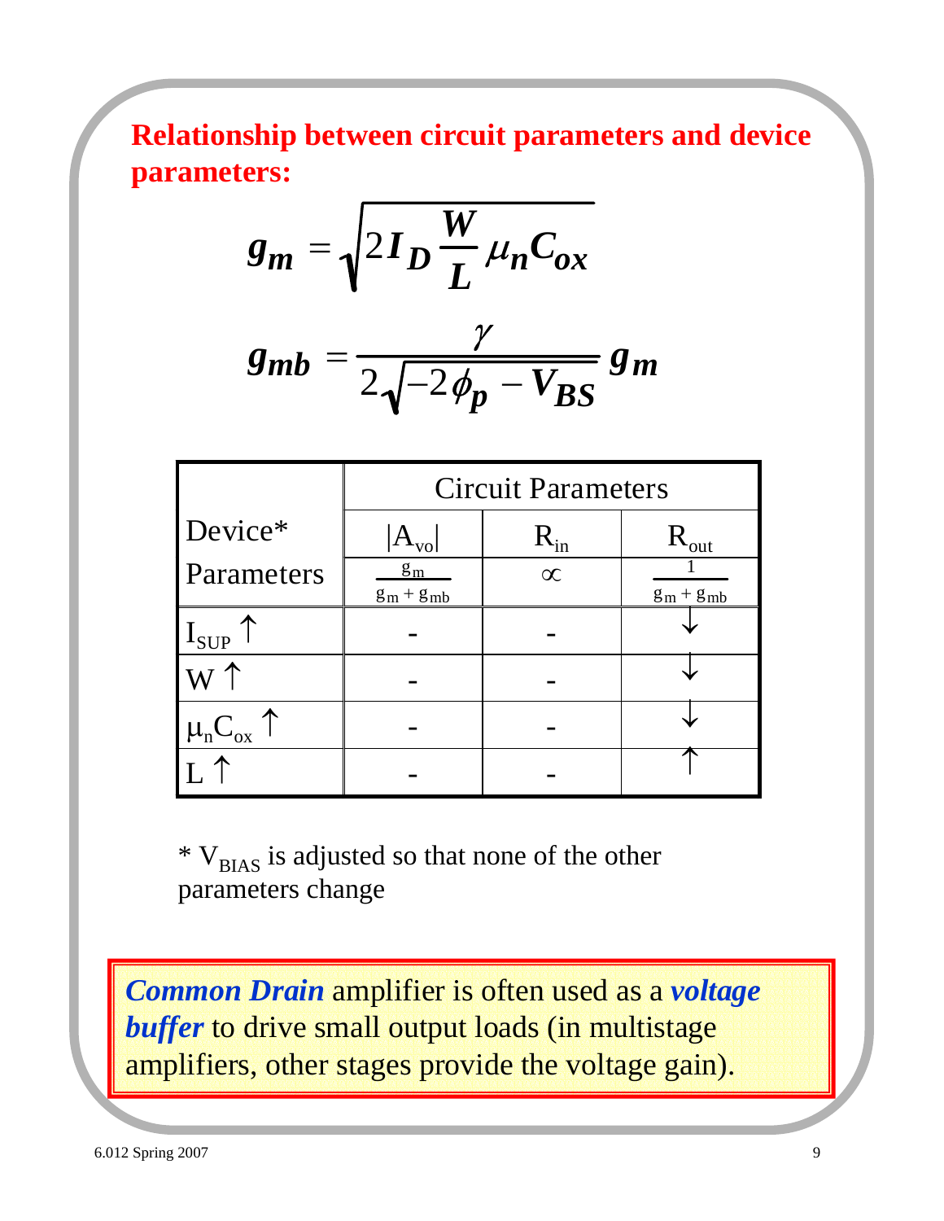## Relationship between circuit parameters and device parameters:

$$g_m = \sqrt{2 I_D \frac{W}{L} \mu_n C_{ox}}$$

$$g_{mb} = \frac{\gamma}{2\sqrt{-2\phi_p - V_{BS}}} g_m$$

| Device* Parameters | Circuit Parameters | | |
|---|---|---|---|
| | $\lvert A_{vo} \rvert$ | $R_{in}$ | $R_{out}$ |
| | $\frac{g_m}{g_m + g_{mb}}$ | $\infty$ | $\frac{1}{g_m + g_{mb}}$ |
| $I_{SUP} \uparrow$ | - | - | $\downarrow$ |
| $W \uparrow$ | - | - | $\downarrow$ |
| $\mu_n C_{ox} \uparrow$ | - | - | $\downarrow$ |
| $L \uparrow$ | - | - | $\uparrow$ |

* $V_{BIAS}$ is adjusted so that none of the other parameters change

***Common Drain*** amplifier is often used as a ***voltage buffer*** to drive small output loads (in multistage amplifiers, other stages provide the voltage gain).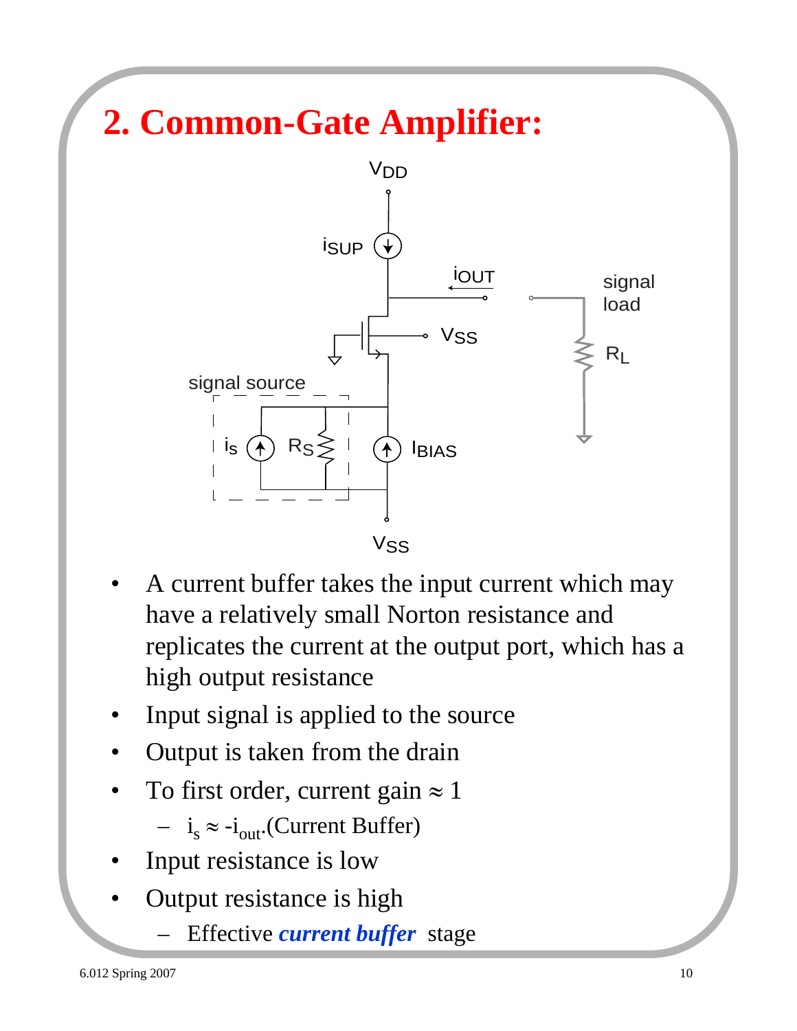# 2. Common-Gate Amplifier:

- A current buffer takes the input current which may have a relatively small Norton resistance and replicates the current at the output port, which has a high output resistance
- Input signal is applied to the source
- Output is taken from the drain
- To first order, current gain ≈ 1
  - $i_s \approx -i_{out}$.(Current Buffer)
- Input resistance is low
- Output resistance is high
  - Effective ***current buffer*** stage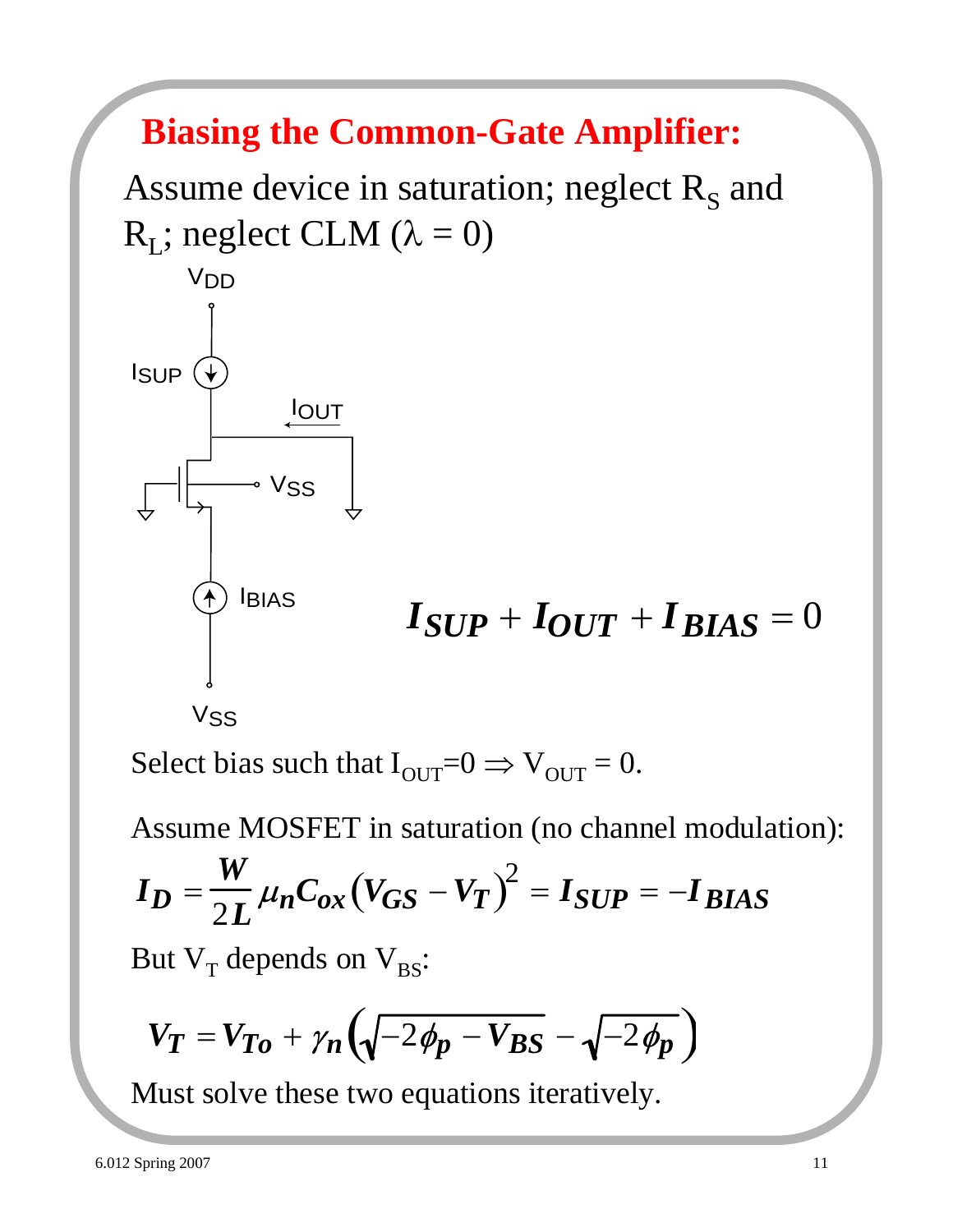# Biasing the Common-Gate Amplifier:

Assume device in saturation; neglect $R_S$ and $R_L$; neglect CLM ($\lambda = 0$)

$V_{DD}$

$I_{SUP}$

$I_{OUT}$

$V_{SS}$

$I_{BIAS}$

$V_{SS}$

$$I_{SUP} + I_{OUT} + I_{BIAS} = 0$$

Select bias such that $I_{OUT}=0 \Rightarrow V_{OUT} = 0$.

Assume MOSFET in saturation (no channel modulation):

$$I_D = \frac{W}{2L}\mu_n C_{ox}\left(V_{GS} - V_T\right)^2 = I_{SUP} = -I_{BIAS}$$

But $V_T$ depends on $V_{BS}$:

$$V_T = V_{To} + \gamma_n\left(\sqrt{-2\phi_p - V_{BS}} - \sqrt{-2\phi_p}\right)$$

Must solve these two equations iteratively.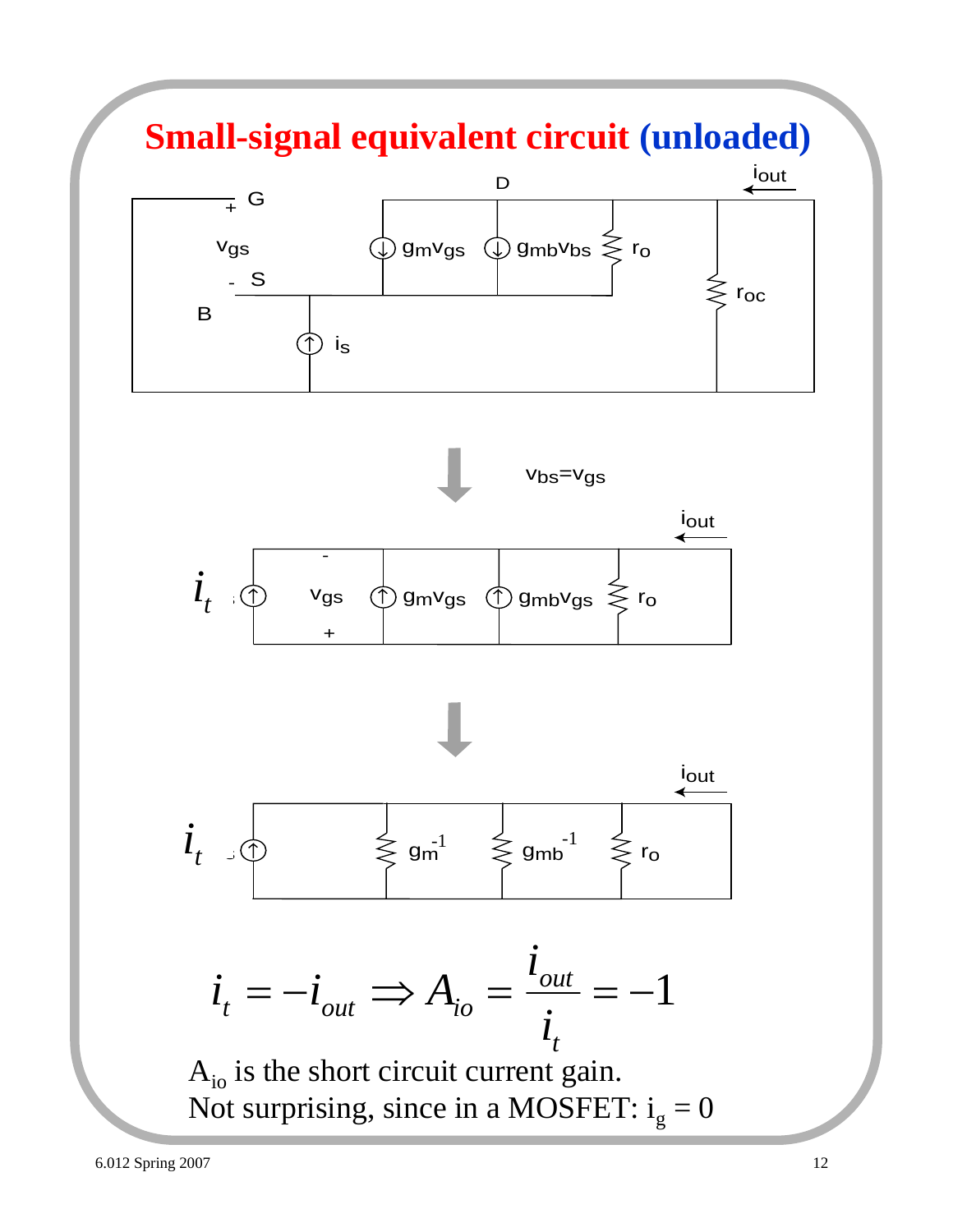# Small-signal equivalent circuit (unloaded)

$v_{bs}=v_{gs}$

$$i_t = -i_{out} \Rightarrow A_{io} = \frac{i_{out}}{i_t} = -1$$

$A_{io}$ is the short circuit current gain.

Not surprising, since in a MOSFET: $i_g = 0$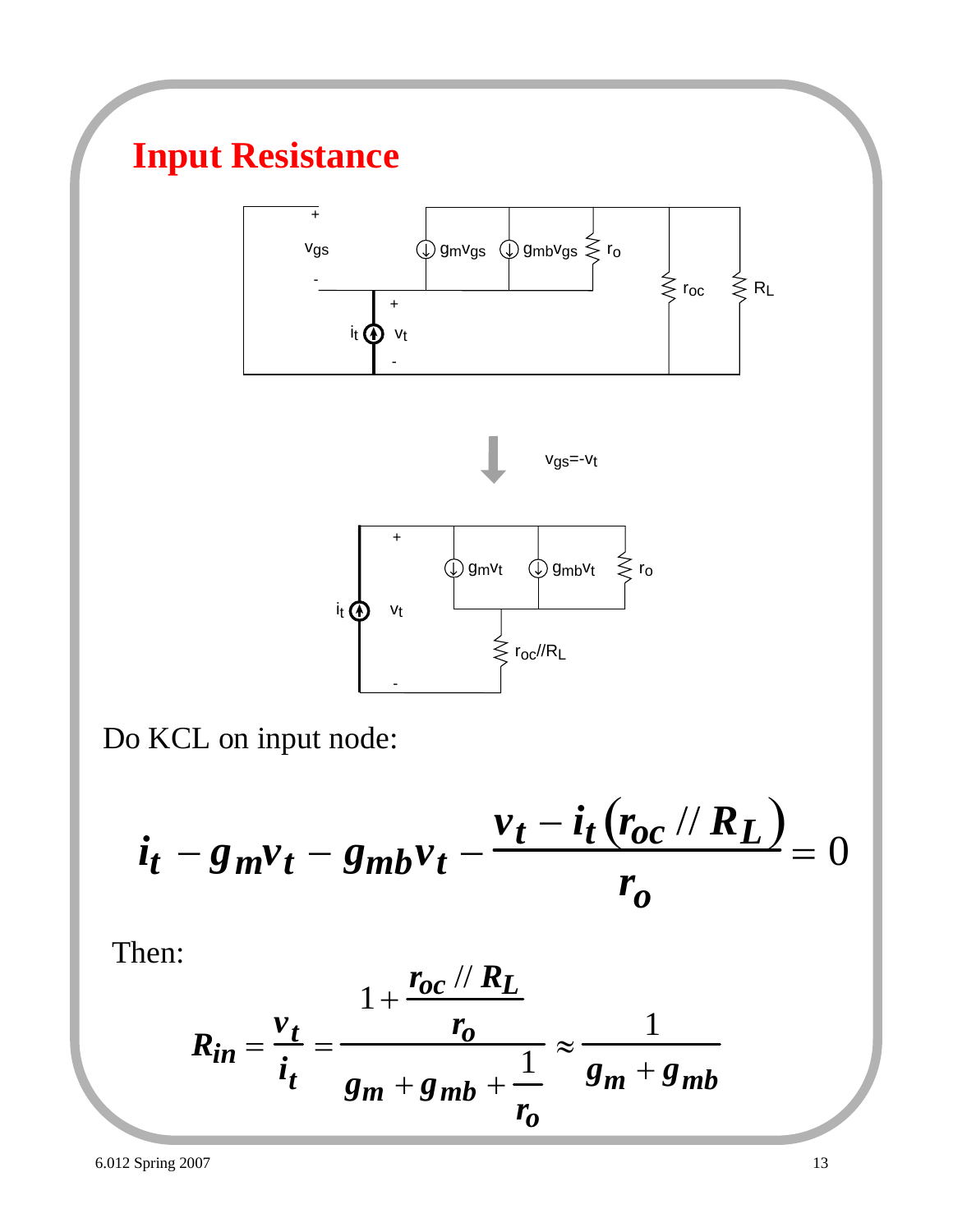# Input Resistance

$v_{gs} = -v_t$

Do KCL on input node:

$$i_t - g_m v_t - g_{mb} v_t - \frac{v_t - i_t \left( r_{oc} // R_L \right)}{r_o} = 0$$

Then:

$$R_{in} = \frac{v_t}{i_t} = \frac{1 + \frac{r_{oc} // R_L}{r_o}}{g_m + g_{mb} + \frac{1}{r_o}} \approx \frac{1}{g_m + g_{mb}}$$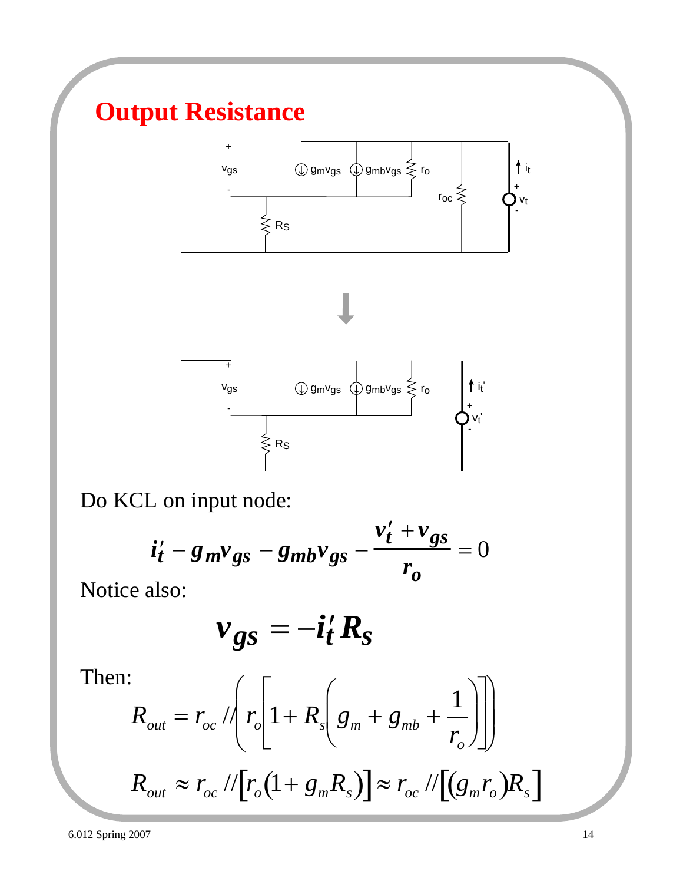# Output Resistance

Do KCL on input node:

$$i_t' - g_m v_{gs} - g_{mb} v_{gs} - \frac{v_t' + v_{gs}}{r_o} = 0$$

Notice also:

$$v_{gs} = -i_t' R_s$$

Then:

$$R_{out} = r_{oc} // \left( r_o \left[ 1 + R_s \left( g_m + g_{mb} + \frac{1}{r_o} \right) \right] \right)$$

$$R_{out} \approx r_{oc} // \left[ r_o (1 + g_m R_s) \right] \approx r_{oc} // \left[ (g_m r_o) R_s \right]$$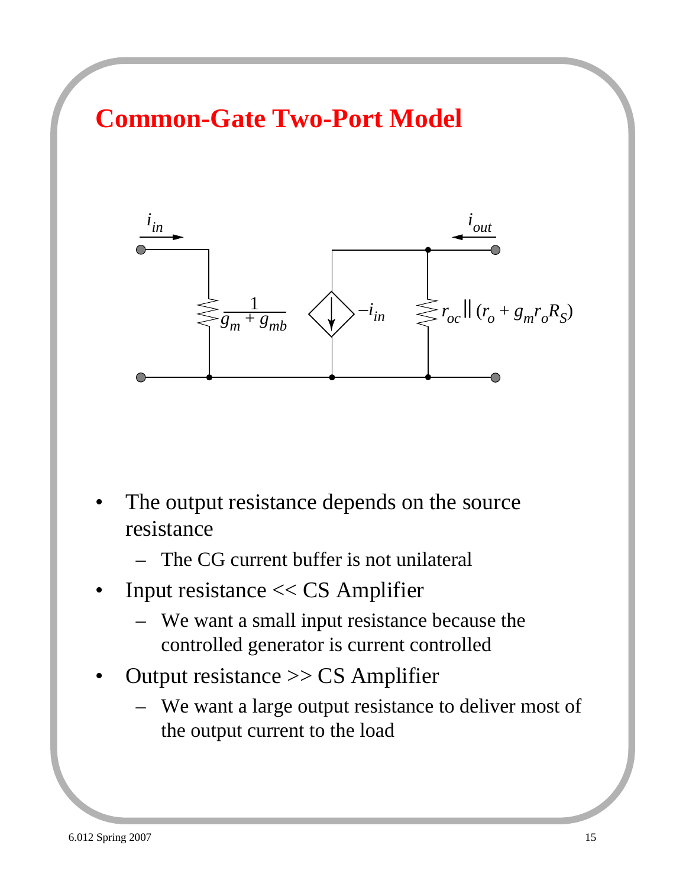# Common-Gate Two-Port Model

- The output resistance depends on the source resistance
  - The CG current buffer is not unilateral
- Input resistance << CS Amplifier
  - We want a small input resistance because the controlled generator is current controlled
- Output resistance >> CS Amplifier
  - We want a large output resistance to deliver most of the output current to the load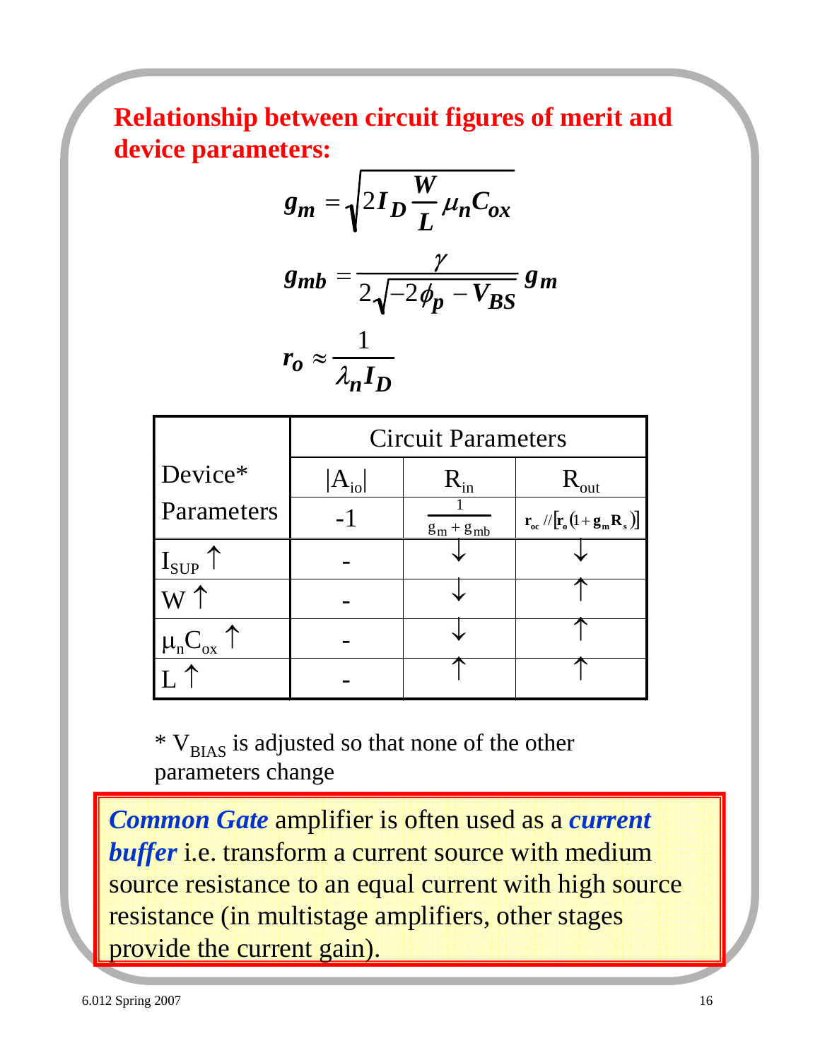## Relationship between circuit figures of merit and device parameters:

$$g_m = \sqrt{2 I_D \frac{W}{L} \mu_n C_{ox}}$$

$$g_{mb} = \frac{\gamma}{2\sqrt{-2\phi_p - V_{BS}}} g_m$$

$$r_o \approx \frac{1}{\lambda_n I_D}$$

| Device* Parameters | Circuit Parameters | | |
|---|---|---|---|
| | $\lvert A_{io} \rvert$ | $R_{in}$ | $R_{out}$ |
| | -1 | $\frac{1}{g_m + g_{mb}}$ | $r_{oc} // [r_o(1 + g_m R_s)]$ |
| $I_{SUP}$ ↑ | - | ↓ | ↓ |
| W ↑ | - | ↓ | ↑ |
| $\mu_n C_{ox}$ ↑ | - | ↓ | ↑ |
| L ↑ | - | ↑ | ↑ |

* $V_{BIAS}$ is adjusted so that none of the other parameters change

***Common Gate*** amplifier is often used as a ***current buffer*** i.e. transform a current source with medium source resistance to an equal current with high source resistance (in multistage amplifiers, other stages provide the current gain).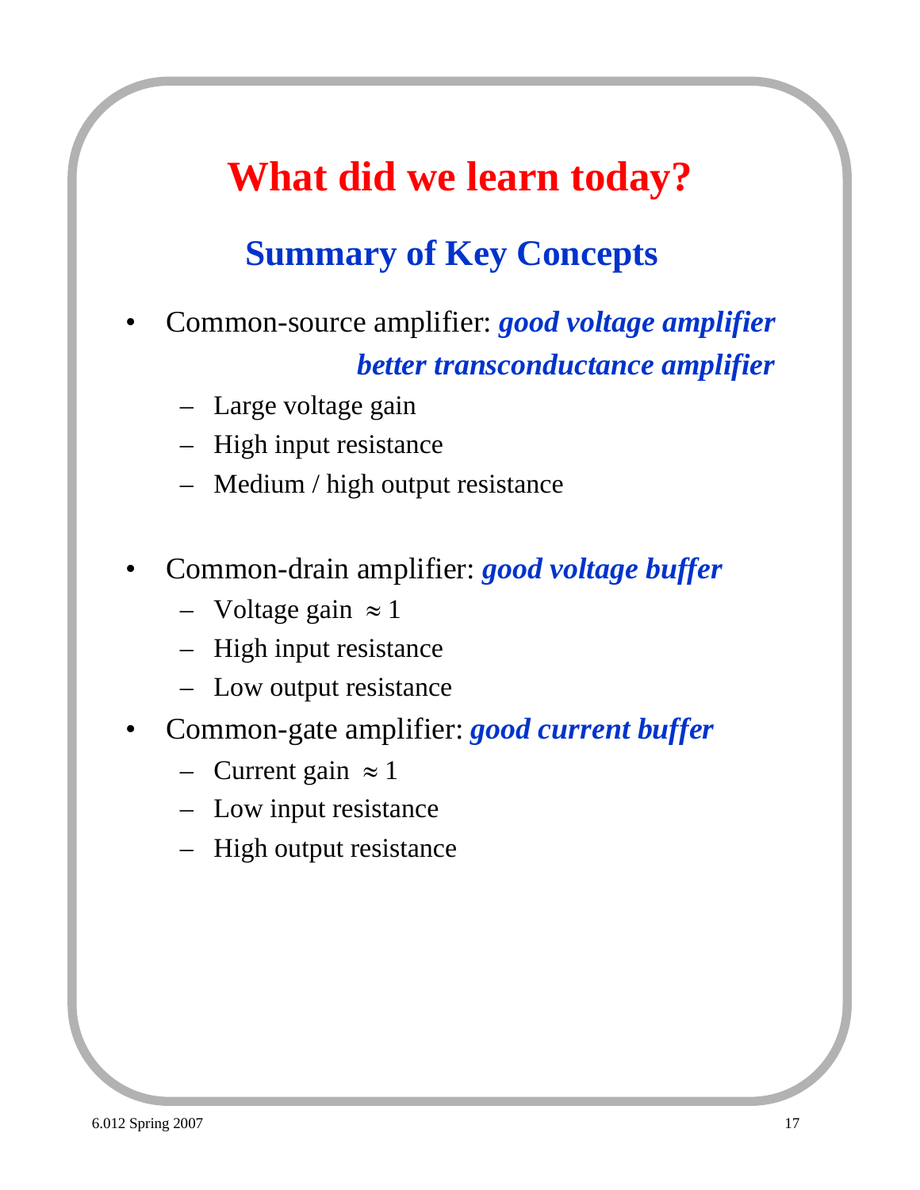# What did we learn today?

## Summary of Key Concepts

- Common-source amplifier: ***good voltage amplifier***
  ***better transconductance amplifier***
  - Large voltage gain
  - High input resistance
  - Medium / high output resistance

- Common-drain amplifier: ***good voltage buffer***
  - Voltage gain $\approx 1$
  - High input resistance
  - Low output resistance
- Common-gate amplifier: ***good current buffer***
  - Current gain $\approx 1$
  - Low input resistance
  - High output resistance